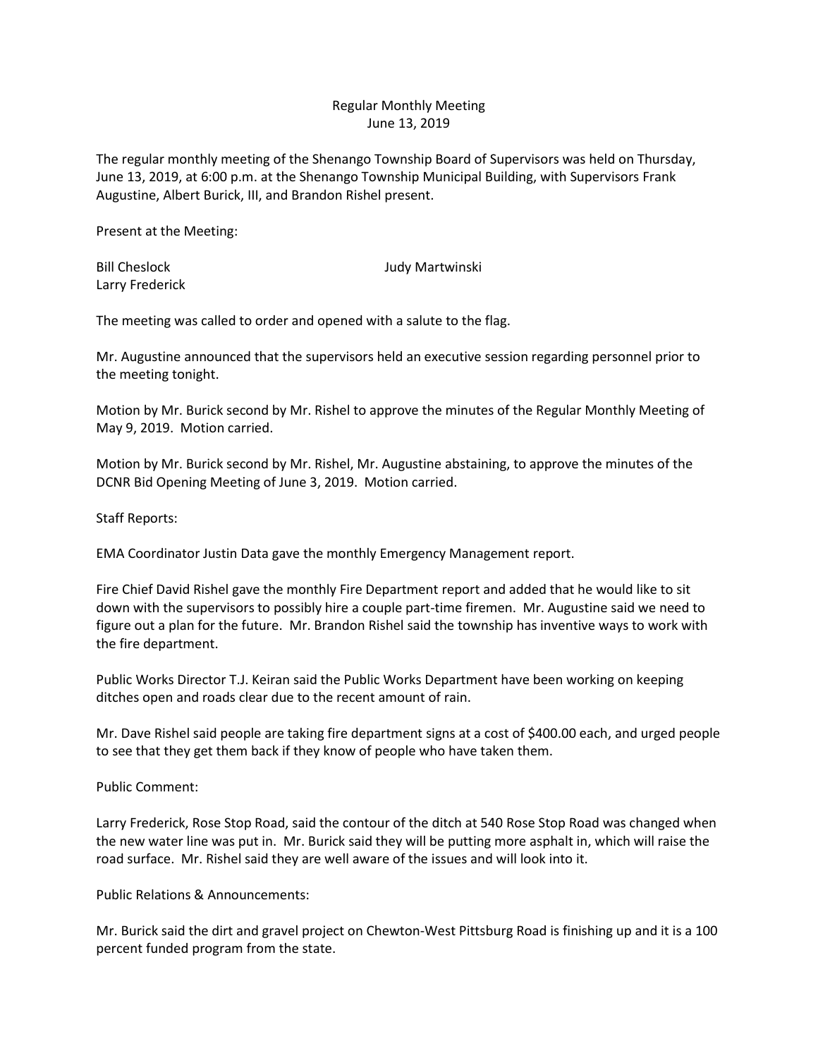Regular Monthly Meeting
June 13, 2019

The regular monthly meeting of the Shenango Township Board of Supervisors was held on Thursday, June 13, 2019, at 6:00 p.m. at the Shenango Township Municipal Building, with Supervisors Frank Augustine, Albert Burick, III, and Brandon Rishel present.

Present at the Meeting:

| | |
|---|---|
| Bill Cheslock | Judy Martwinski |
| Larry Frederick | |

The meeting was called to order and opened with a salute to the flag.

Mr. Augustine announced that the supervisors held an executive session regarding personnel prior to the meeting tonight.

Motion by Mr. Burick second by Mr. Rishel to approve the minutes of the Regular Monthly Meeting of May 9, 2019. Motion carried.

Motion by Mr. Burick second by Mr. Rishel, Mr. Augustine abstaining, to approve the minutes of the DCNR Bid Opening Meeting of June 3, 2019. Motion carried.

Staff Reports:

EMA Coordinator Justin Data gave the monthly Emergency Management report.

Fire Chief David Rishel gave the monthly Fire Department report and added that he would like to sit down with the supervisors to possibly hire a couple part-time firemen. Mr. Augustine said we need to figure out a plan for the future. Mr. Brandon Rishel said the township has inventive ways to work with the fire department.

Public Works Director T.J. Keiran said the Public Works Department have been working on keeping ditches open and roads clear due to the recent amount of rain.

Mr. Dave Rishel said people are taking fire department signs at a cost of $400.00 each, and urged people to see that they get them back if they know of people who have taken them.

Public Comment:

Larry Frederick, Rose Stop Road, said the contour of the ditch at 540 Rose Stop Road was changed when the new water line was put in. Mr. Burick said they will be putting more asphalt in, which will raise the road surface. Mr. Rishel said they are well aware of the issues and will look into it.

Public Relations & Announcements:

Mr. Burick said the dirt and gravel project on Chewton-West Pittsburg Road is finishing up and it is a 100 percent funded program from the state.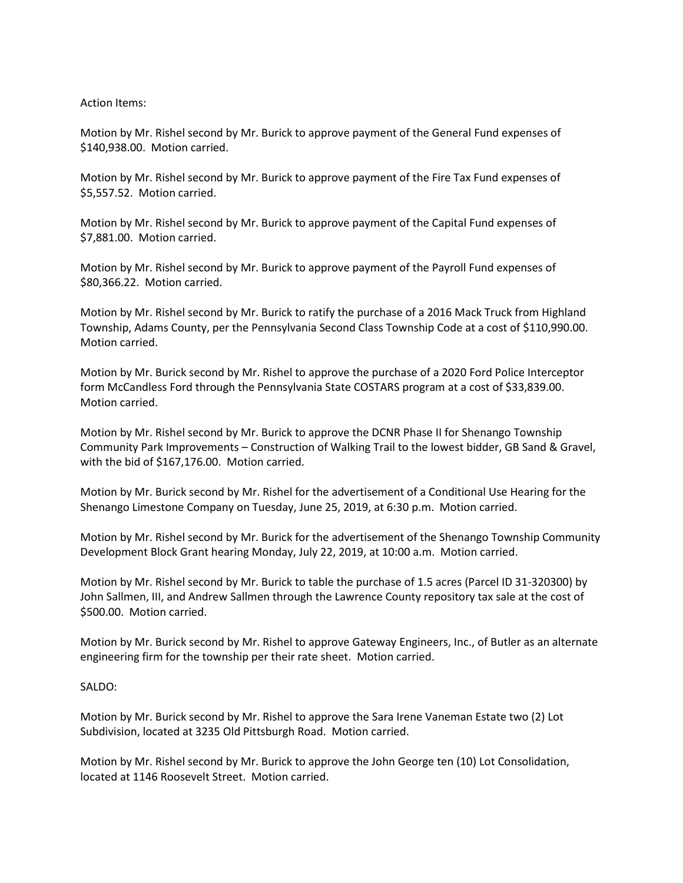Action Items:

Motion by Mr. Rishel second by Mr. Burick to approve payment of the General Fund expenses of $140,938.00. Motion carried.

Motion by Mr. Rishel second by Mr. Burick to approve payment of the Fire Tax Fund expenses of $5,557.52. Motion carried.

Motion by Mr. Rishel second by Mr. Burick to approve payment of the Capital Fund expenses of $7,881.00. Motion carried.

Motion by Mr. Rishel second by Mr. Burick to approve payment of the Payroll Fund expenses of $80,366.22. Motion carried.

Motion by Mr. Rishel second by Mr. Burick to ratify the purchase of a 2016 Mack Truck from Highland Township, Adams County, per the Pennsylvania Second Class Township Code at a cost of $110,990.00. Motion carried.

Motion by Mr. Burick second by Mr. Rishel to approve the purchase of a 2020 Ford Police Interceptor form McCandless Ford through the Pennsylvania State COSTARS program at a cost of $33,839.00. Motion carried.

Motion by Mr. Rishel second by Mr. Burick to approve the DCNR Phase II for Shenango Township Community Park Improvements – Construction of Walking Trail to the lowest bidder, GB Sand & Gravel, with the bid of $167,176.00. Motion carried.

Motion by Mr. Burick second by Mr. Rishel for the advertisement of a Conditional Use Hearing for the Shenango Limestone Company on Tuesday, June 25, 2019, at 6:30 p.m. Motion carried.

Motion by Mr. Rishel second by Mr. Burick for the advertisement of the Shenango Township Community Development Block Grant hearing Monday, July 22, 2019, at 10:00 a.m. Motion carried.

Motion by Mr. Rishel second by Mr. Burick to table the purchase of 1.5 acres (Parcel ID 31-320300) by John Sallmen, III, and Andrew Sallmen through the Lawrence County repository tax sale at the cost of $500.00. Motion carried.

Motion by Mr. Burick second by Mr. Rishel to approve Gateway Engineers, Inc., of Butler as an alternate engineering firm for the township per their rate sheet. Motion carried.

SALDO:

Motion by Mr. Burick second by Mr. Rishel to approve the Sara Irene Vaneman Estate two (2) Lot Subdivision, located at 3235 Old Pittsburgh Road. Motion carried.

Motion by Mr. Rishel second by Mr. Burick to approve the John George ten (10) Lot Consolidation, located at 1146 Roosevelt Street. Motion carried.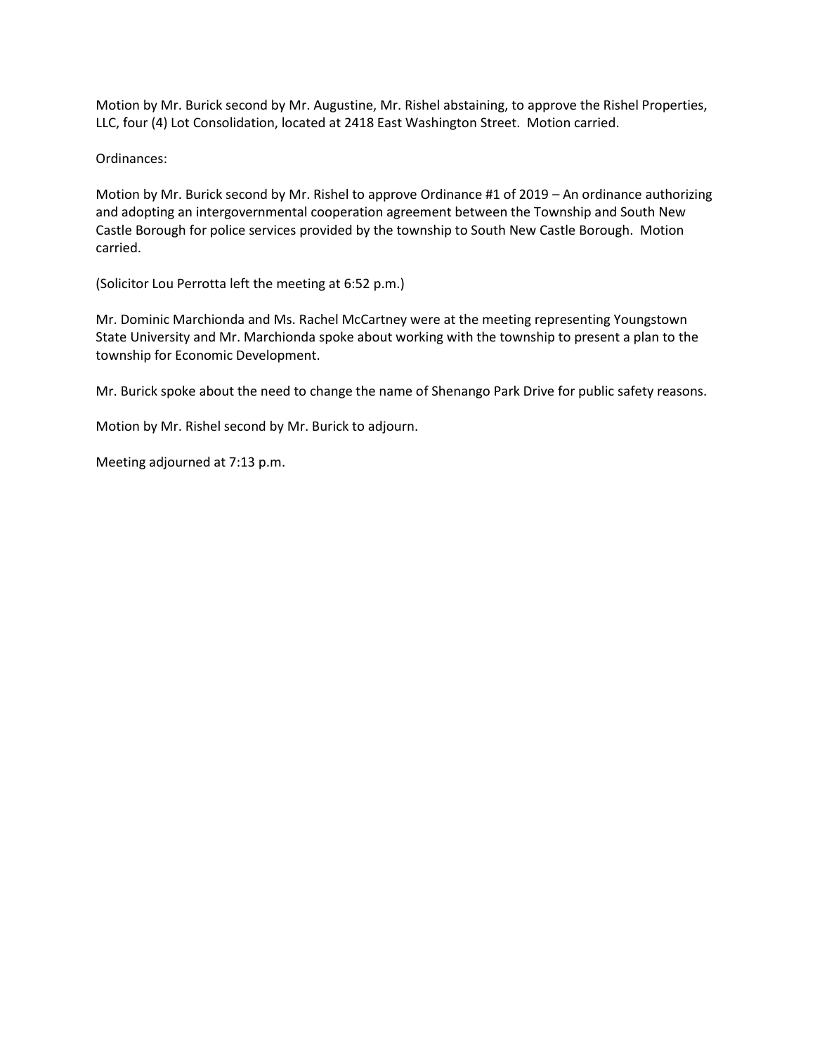Motion by Mr. Burick second by Mr. Augustine, Mr. Rishel abstaining, to approve the Rishel Properties, LLC, four (4) Lot Consolidation, located at 2418 East Washington Street. Motion carried.

Ordinances:

Motion by Mr. Burick second by Mr. Rishel to approve Ordinance #1 of 2019 – An ordinance authorizing and adopting an intergovernmental cooperation agreement between the Township and South New Castle Borough for police services provided by the township to South New Castle Borough. Motion carried.

(Solicitor Lou Perrotta left the meeting at 6:52 p.m.)

Mr. Dominic Marchionda and Ms. Rachel McCartney were at the meeting representing Youngstown State University and Mr. Marchionda spoke about working with the township to present a plan to the township for Economic Development.

Mr. Burick spoke about the need to change the name of Shenango Park Drive for public safety reasons.

Motion by Mr. Rishel second by Mr. Burick to adjourn.

Meeting adjourned at 7:13 p.m.